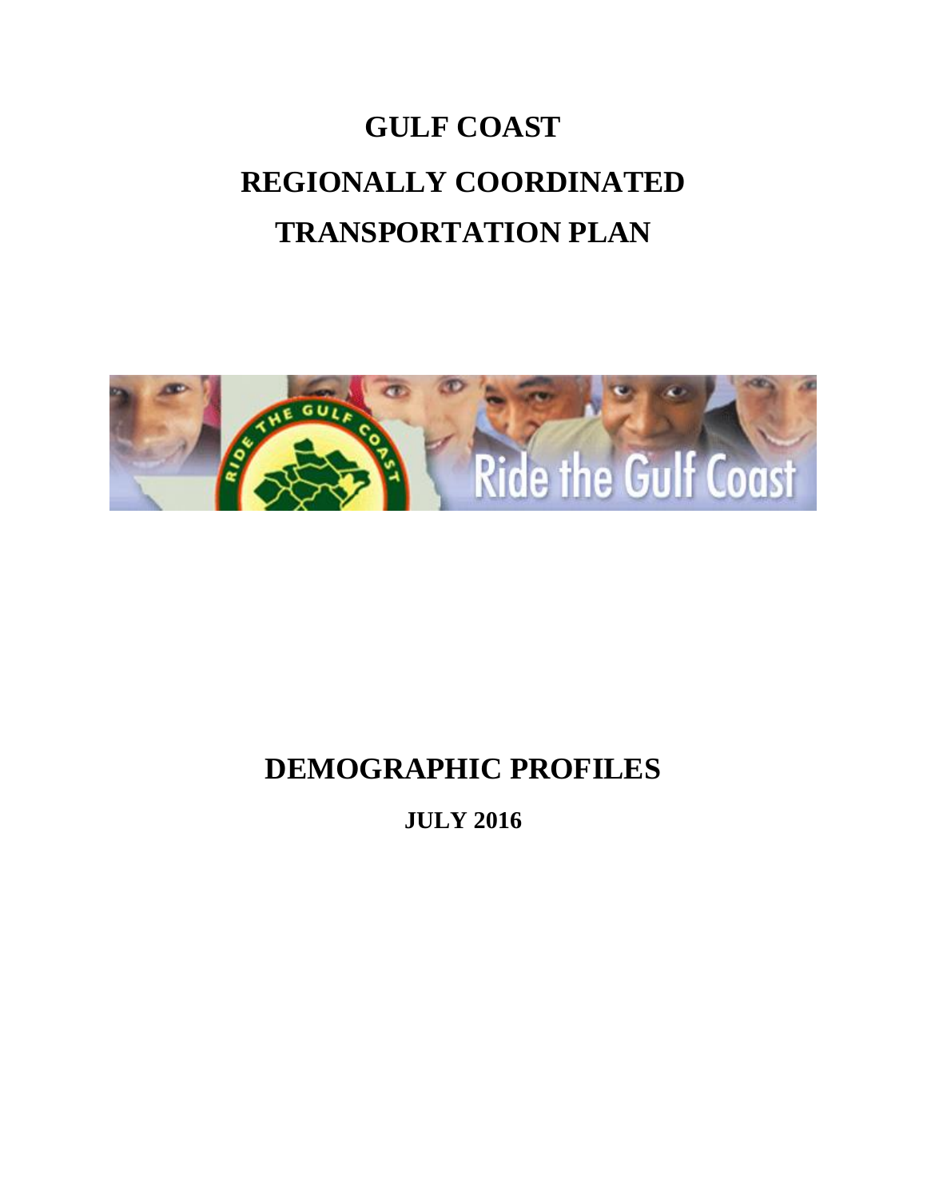# GULF COAST REGIONALLY COORDINATED TRANSPORTATION PLAN

# DEMOGRAPHIC PROFILES

## JULY 2016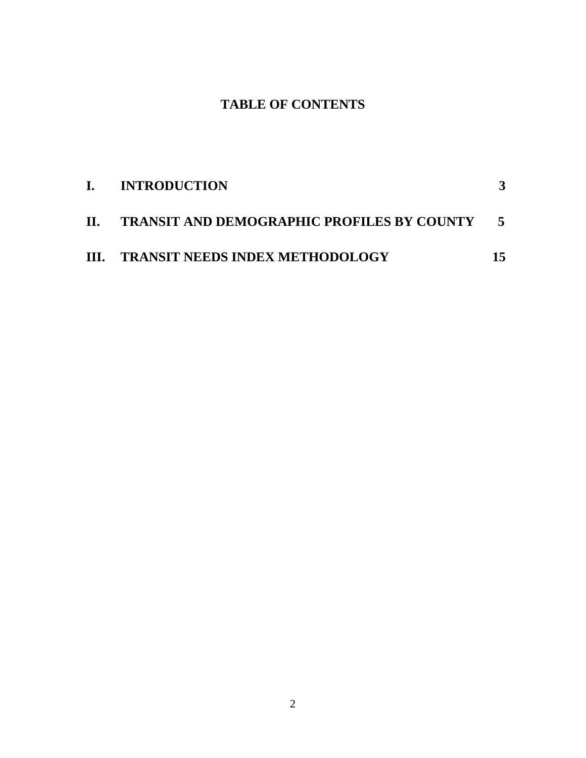# TABLE OF CONTENTS

| | | |
|---|---|---|
| **I.** | **INTRODUCTION** | **3** |
| **II.** | **TRANSIT AND DEMOGRAPHIC PROFILES BY COUNTY** | **5** |
| **III.** | **TRANSIT NEEDS INDEX METHODOLOGY** | **15** |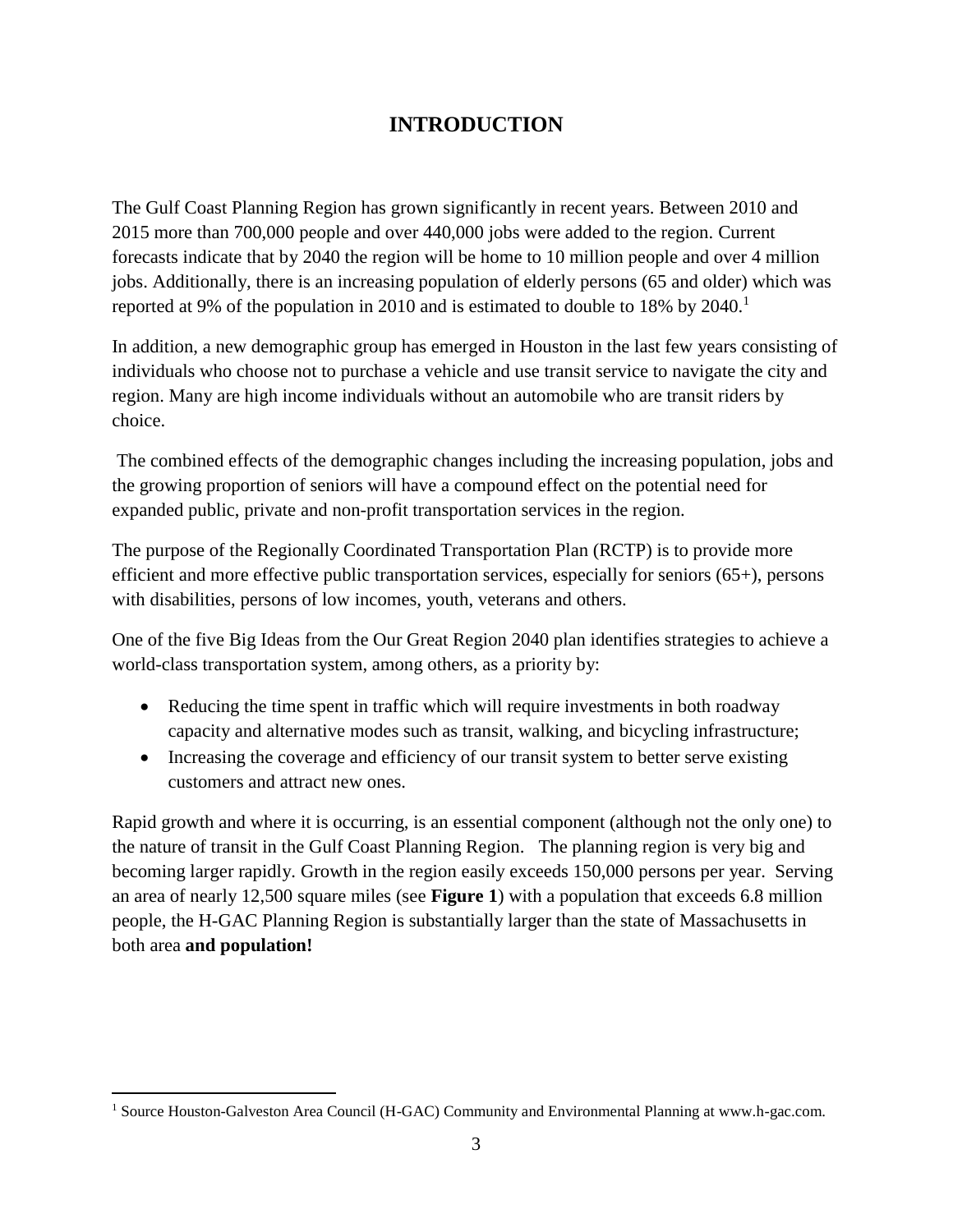# INTRODUCTION

The Gulf Coast Planning Region has grown significantly in recent years. Between 2010 and 2015 more than 700,000 people and over 440,000 jobs were added to the region. Current forecasts indicate that by 2040 the region will be home to 10 million people and over 4 million jobs. Additionally, there is an increasing population of elderly persons (65 and older) which was reported at 9% of the population in 2010 and is estimated to double to 18% by 2040.[1]

In addition, a new demographic group has emerged in Houston in the last few years consisting of individuals who choose not to purchase a vehicle and use transit service to navigate the city and region. Many are high income individuals without an automobile who are transit riders by choice.

The combined effects of the demographic changes including the increasing population, jobs and the growing proportion of seniors will have a compound effect on the potential need for expanded public, private and non-profit transportation services in the region.

The purpose of the Regionally Coordinated Transportation Plan (RCTP) is to provide more efficient and more effective public transportation services, especially for seniors (65+), persons with disabilities, persons of low incomes, youth, veterans and others.

One of the five Big Ideas from the Our Great Region 2040 plan identifies strategies to achieve a world-class transportation system, among others, as a priority by:

- Reducing the time spent in traffic which will require investments in both roadway capacity and alternative modes such as transit, walking, and bicycling infrastructure;
- Increasing the coverage and efficiency of our transit system to better serve existing customers and attract new ones.

Rapid growth and where it is occurring, is an essential component (although not the only one) to the nature of transit in the Gulf Coast Planning Region. The planning region is very big and becoming larger rapidly. Growth in the region easily exceeds 150,000 persons per year. Serving an area of nearly 12,500 square miles (see **Figure 1**) with a population that exceeds 6.8 million people, the H-GAC Planning Region is substantially larger than the state of Massachusetts in both area **and population!**

[1] Source Houston-Galveston Area Council (H-GAC) Community and Environmental Planning at www.h-gac.com.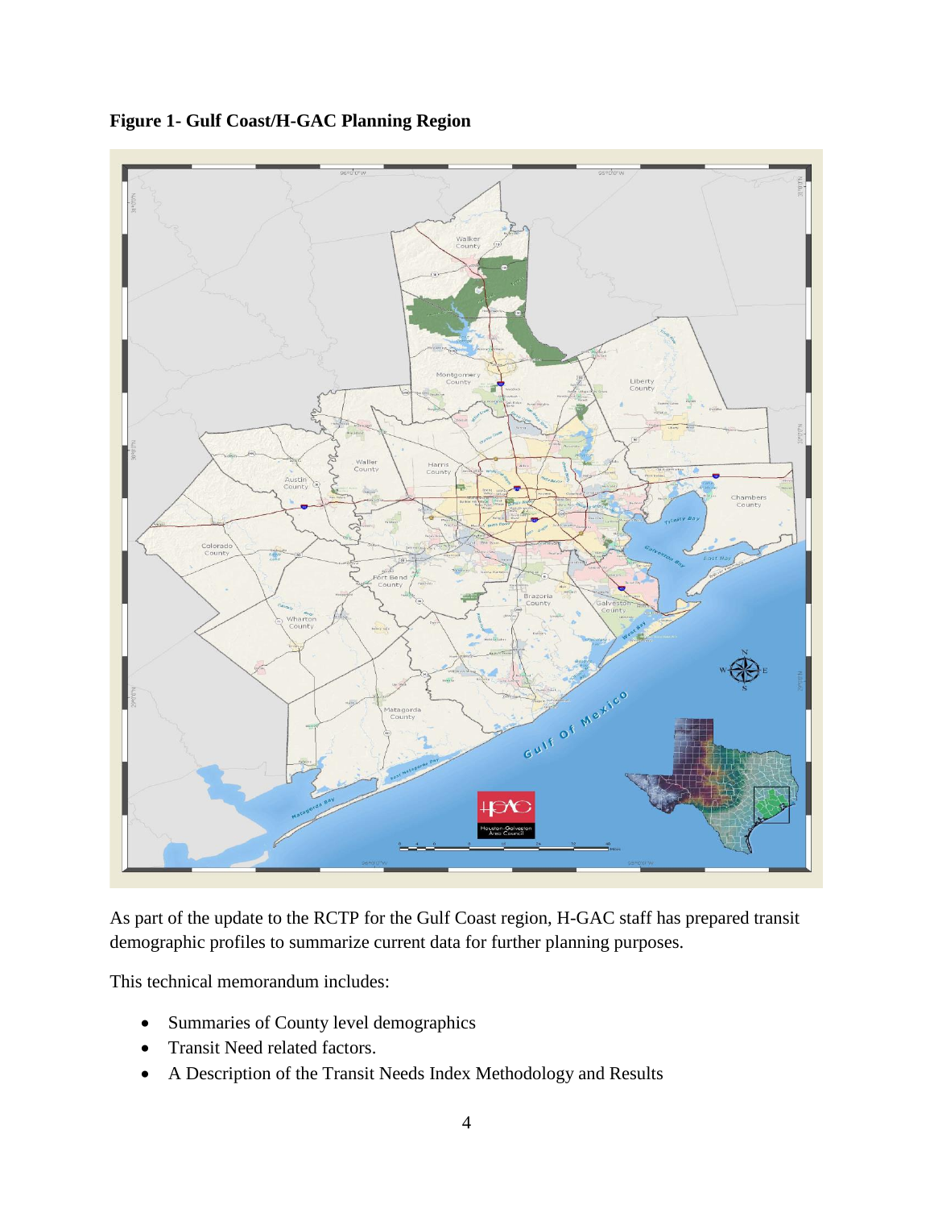**Figure 1- Gulf Coast/H-GAC Planning Region**

As part of the update to the RCTP for the Gulf Coast region, H-GAC staff has prepared transit demographic profiles to summarize current data for further planning purposes.

This technical memorandum includes:

- Summaries of County level demographics
- Transit Need related factors.
- A Description of the Transit Needs Index Methodology and Results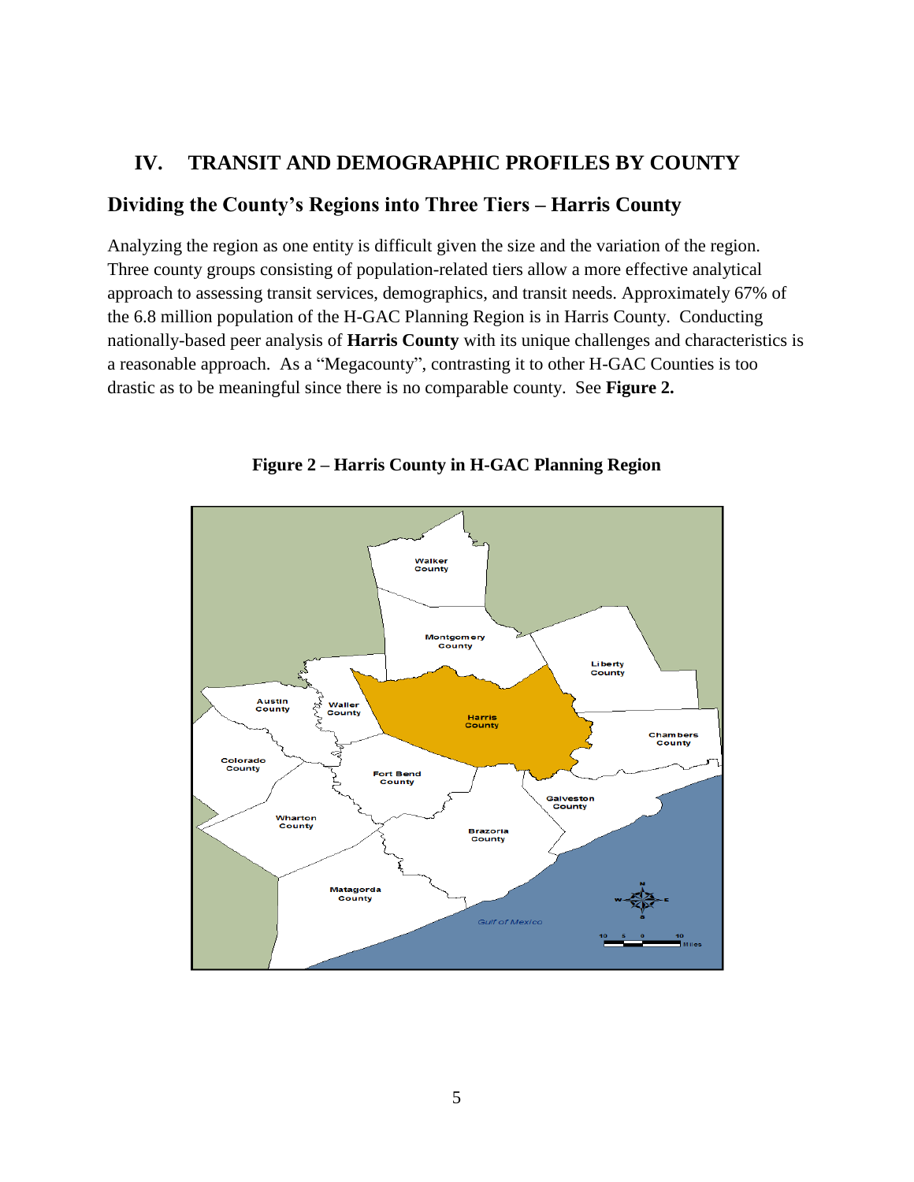## IV. TRANSIT AND DEMOGRAPHIC PROFILES BY COUNTY

### Dividing the County's Regions into Three Tiers – Harris County

Analyzing the region as one entity is difficult given the size and the variation of the region. Three county groups consisting of population-related tiers allow a more effective analytical approach to assessing transit services, demographics, and transit needs. Approximately 67% of the 6.8 million population of the H-GAC Planning Region is in Harris County. Conducting nationally-based peer analysis of **Harris County** with its unique challenges and characteristics is a reasonable approach. As a "Megacounty", contrasting it to other H-GAC Counties is too drastic as to be meaningful since there is no comparable county. See **Figure 2.**

**Figure 2 – Harris County in H-GAC Planning Region**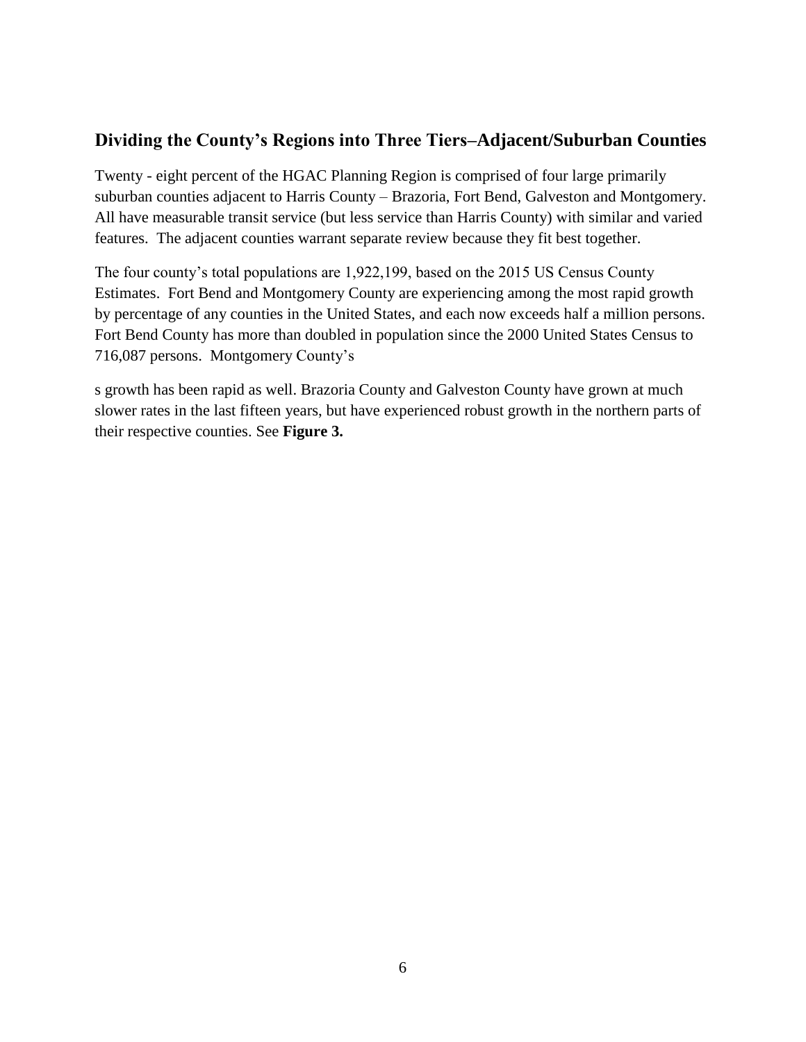## Dividing the County's Regions into Three Tiers–Adjacent/Suburban Counties

Twenty - eight percent of the HGAC Planning Region is comprised of four large primarily suburban counties adjacent to Harris County – Brazoria, Fort Bend, Galveston and Montgomery. All have measurable transit service (but less service than Harris County) with similar and varied features. The adjacent counties warrant separate review because they fit best together.

The four county's total populations are 1,922,199, based on the 2015 US Census County Estimates. Fort Bend and Montgomery County are experiencing among the most rapid growth by percentage of any counties in the United States, and each now exceeds half a million persons. Fort Bend County has more than doubled in population since the 2000 United States Census to 716,087 persons. Montgomery County's

s growth has been rapid as well. Brazoria County and Galveston County have grown at much slower rates in the last fifteen years, but have experienced robust growth in the northern parts of their respective counties. See **Figure 3.**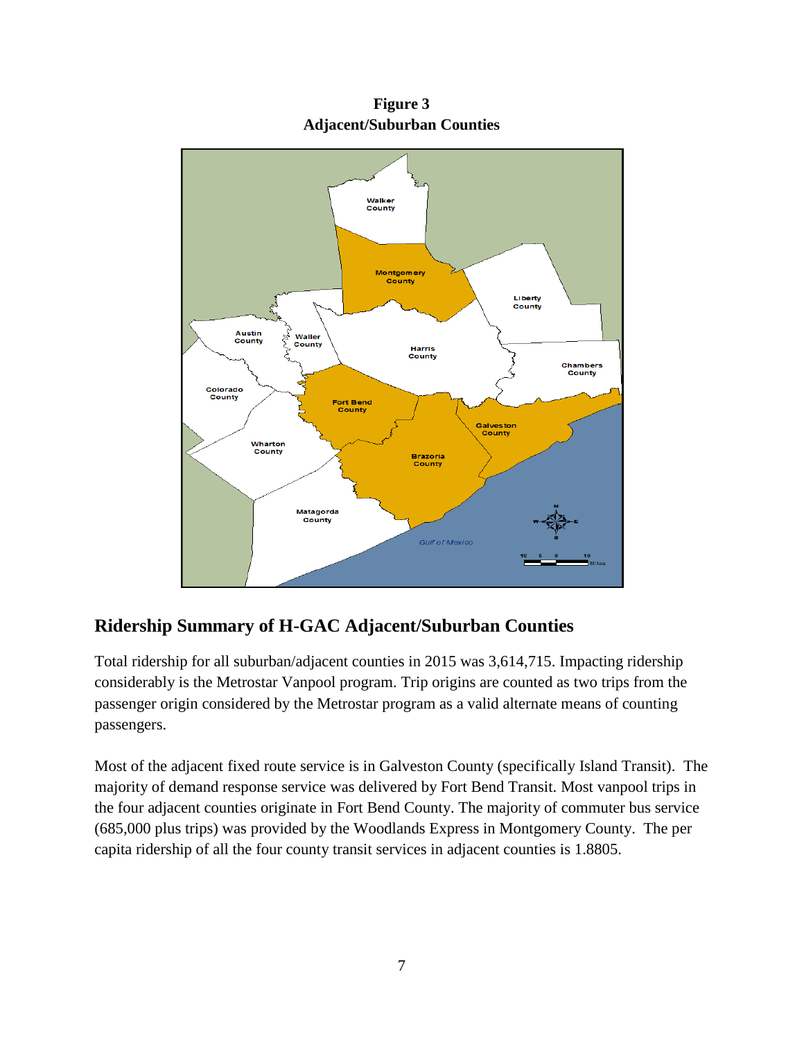**Figure 3**
**Adjacent/Suburban Counties**

## Ridership Summary of H-GAC Adjacent/Suburban Counties

Total ridership for all suburban/adjacent counties in 2015 was 3,614,715. Impacting ridership considerably is the Metrostar Vanpool program. Trip origins are counted as two trips from the passenger origin considered by the Metrostar program as a valid alternate means of counting passengers.

Most of the adjacent fixed route service is in Galveston County (specifically Island Transit). The majority of demand response service was delivered by Fort Bend Transit. Most vanpool trips in the four adjacent counties originate in Fort Bend County. The majority of commuter bus service (685,000 plus trips) was provided by the Woodlands Express in Montgomery County. The per capita ridership of all the four county transit services in adjacent counties is 1.8805.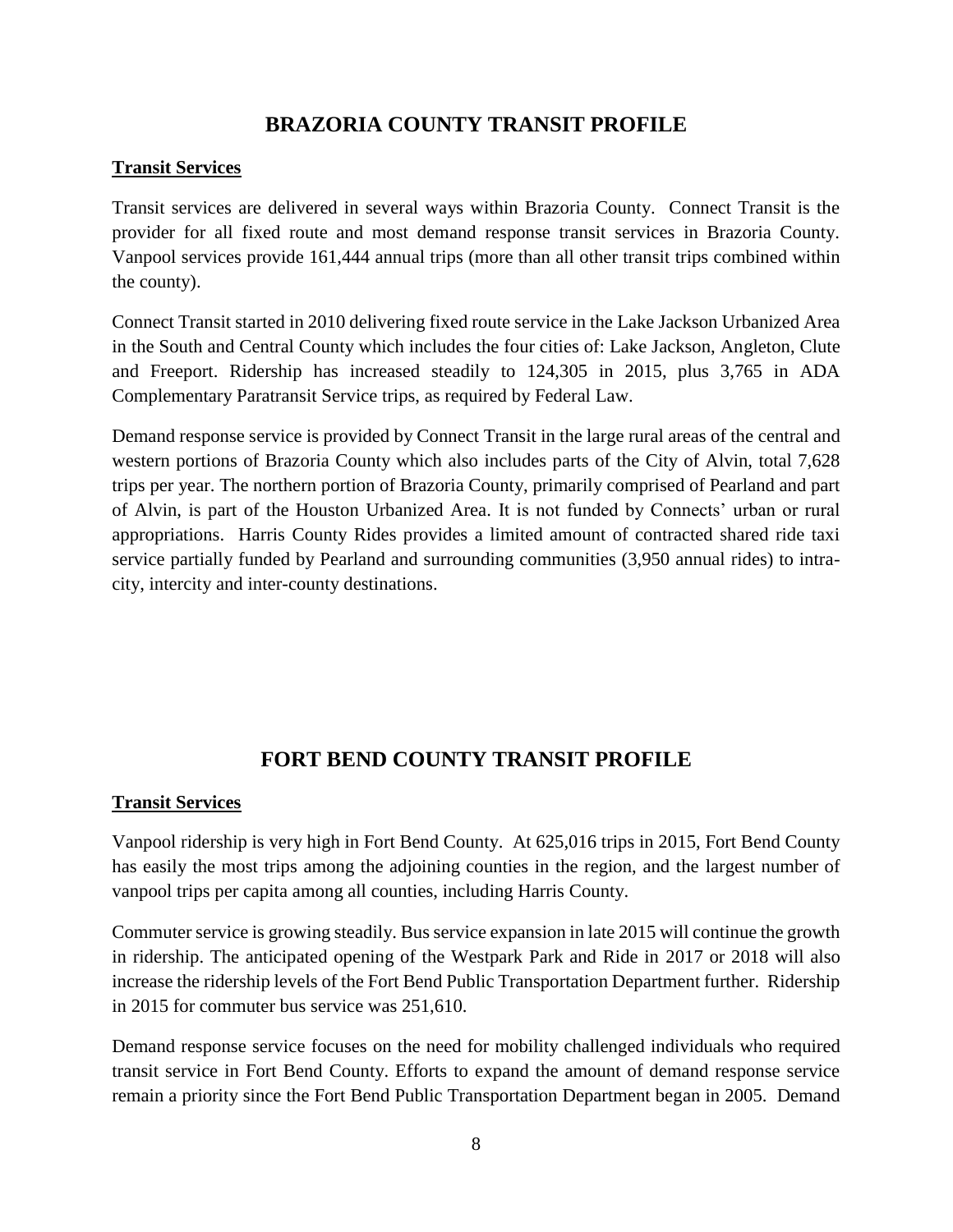## BRAZORIA COUNTY TRANSIT PROFILE

**Transit Services**

Transit services are delivered in several ways within Brazoria County. Connect Transit is the provider for all fixed route and most demand response transit services in Brazoria County. Vanpool services provide 161,444 annual trips (more than all other transit trips combined within the county).

Connect Transit started in 2010 delivering fixed route service in the Lake Jackson Urbanized Area in the South and Central County which includes the four cities of: Lake Jackson, Angleton, Clute and Freeport. Ridership has increased steadily to 124,305 in 2015, plus 3,765 in ADA Complementary Paratransit Service trips, as required by Federal Law.

Demand response service is provided by Connect Transit in the large rural areas of the central and western portions of Brazoria County which also includes parts of the City of Alvin, total 7,628 trips per year. The northern portion of Brazoria County, primarily comprised of Pearland and part of Alvin, is part of the Houston Urbanized Area. It is not funded by Connects' urban or rural appropriations. Harris County Rides provides a limited amount of contracted shared ride taxi service partially funded by Pearland and surrounding communities (3,950 annual rides) to intra-city, intercity and inter-county destinations.

## FORT BEND COUNTY TRANSIT PROFILE

**Transit Services**

Vanpool ridership is very high in Fort Bend County. At 625,016 trips in 2015, Fort Bend County has easily the most trips among the adjoining counties in the region, and the largest number of vanpool trips per capita among all counties, including Harris County.

Commuter service is growing steadily. Bus service expansion in late 2015 will continue the growth in ridership. The anticipated opening of the Westpark Park and Ride in 2017 or 2018 will also increase the ridership levels of the Fort Bend Public Transportation Department further. Ridership in 2015 for commuter bus service was 251,610.

Demand response service focuses on the need for mobility challenged individuals who required transit service in Fort Bend County. Efforts to expand the amount of demand response service remain a priority since the Fort Bend Public Transportation Department began in 2005. Demand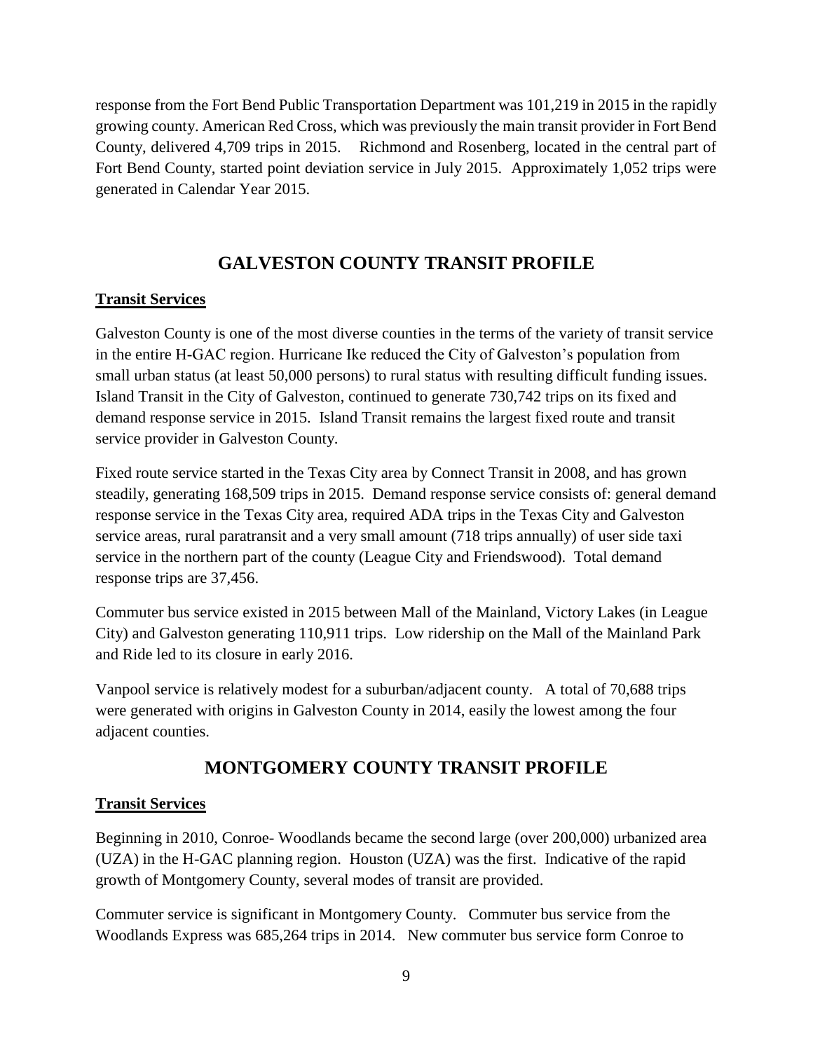response from the Fort Bend Public Transportation Department was 101,219 in 2015 in the rapidly growing county. American Red Cross, which was previously the main transit provider in Fort Bend County, delivered 4,709 trips in 2015. Richmond and Rosenberg, located in the central part of Fort Bend County, started point deviation service in July 2015. Approximately 1,052 trips were generated in Calendar Year 2015.

## GALVESTON COUNTY TRANSIT PROFILE

### Transit Services

Galveston County is one of the most diverse counties in the terms of the variety of transit service in the entire H-GAC region. Hurricane Ike reduced the City of Galveston's population from small urban status (at least 50,000 persons) to rural status with resulting difficult funding issues. Island Transit in the City of Galveston, continued to generate 730,742 trips on its fixed and demand response service in 2015. Island Transit remains the largest fixed route and transit service provider in Galveston County.

Fixed route service started in the Texas City area by Connect Transit in 2008, and has grown steadily, generating 168,509 trips in 2015. Demand response service consists of: general demand response service in the Texas City area, required ADA trips in the Texas City and Galveston service areas, rural paratransit and a very small amount (718 trips annually) of user side taxi service in the northern part of the county (League City and Friendswood). Total demand response trips are 37,456.

Commuter bus service existed in 2015 between Mall of the Mainland, Victory Lakes (in League City) and Galveston generating 110,911 trips. Low ridership on the Mall of the Mainland Park and Ride led to its closure in early 2016.

Vanpool service is relatively modest for a suburban/adjacent county. A total of 70,688 trips were generated with origins in Galveston County in 2014, easily the lowest among the four adjacent counties.

## MONTGOMERY COUNTY TRANSIT PROFILE

### Transit Services

Beginning in 2010, Conroe- Woodlands became the second large (over 200,000) urbanized area (UZA) in the H-GAC planning region. Houston (UZA) was the first. Indicative of the rapid growth of Montgomery County, several modes of transit are provided.

Commuter service is significant in Montgomery County. Commuter bus service from the Woodlands Express was 685,264 trips in 2014. New commuter bus service form Conroe to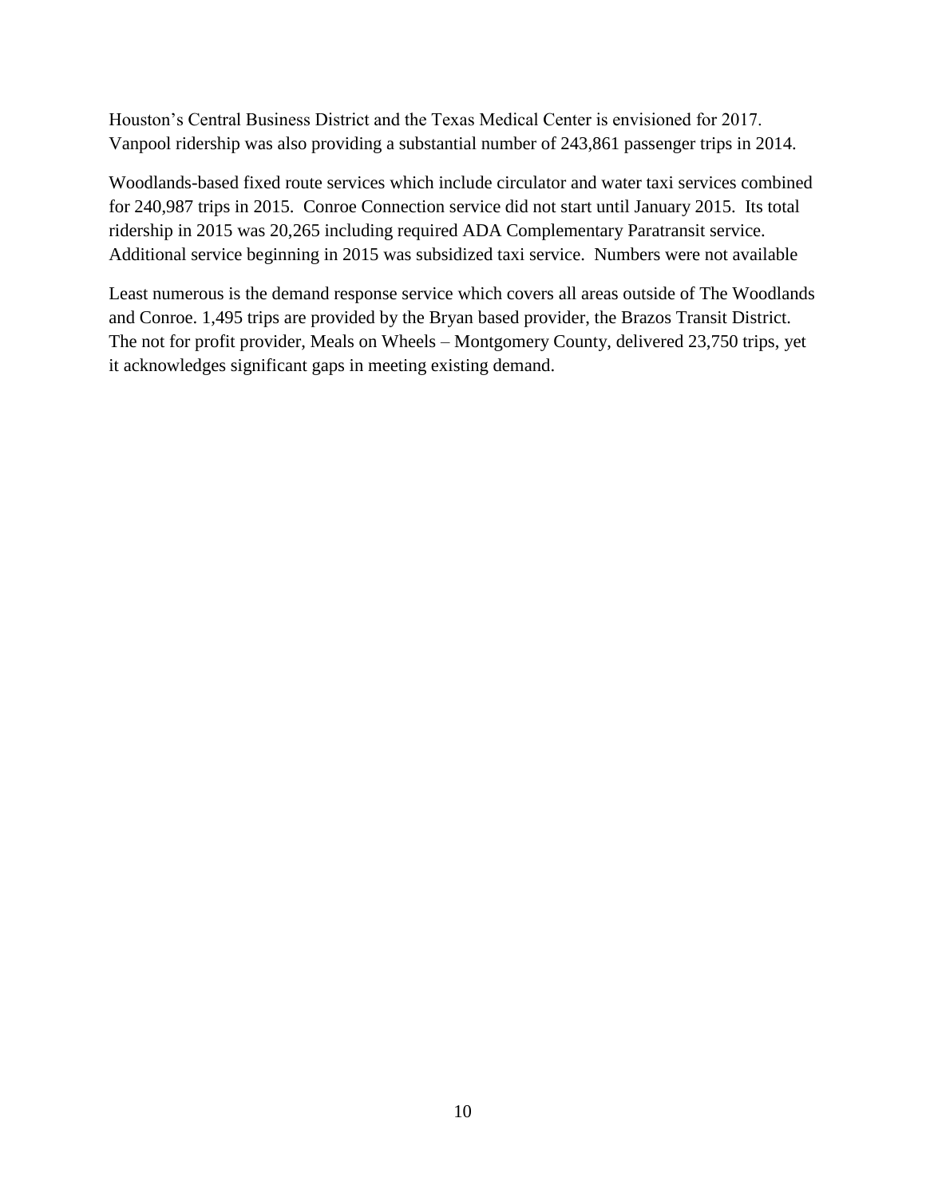Houston's Central Business District and the Texas Medical Center is envisioned for 2017. Vanpool ridership was also providing a substantial number of 243,861 passenger trips in 2014.

Woodlands-based fixed route services which include circulator and water taxi services combined for 240,987 trips in 2015. Conroe Connection service did not start until January 2015. Its total ridership in 2015 was 20,265 including required ADA Complementary Paratransit service. Additional service beginning in 2015 was subsidized taxi service. Numbers were not available

Least numerous is the demand response service which covers all areas outside of The Woodlands and Conroe. 1,495 trips are provided by the Bryan based provider, the Brazos Transit District. The not for profit provider, Meals on Wheels – Montgomery County, delivered 23,750 trips, yet it acknowledges significant gaps in meeting existing demand.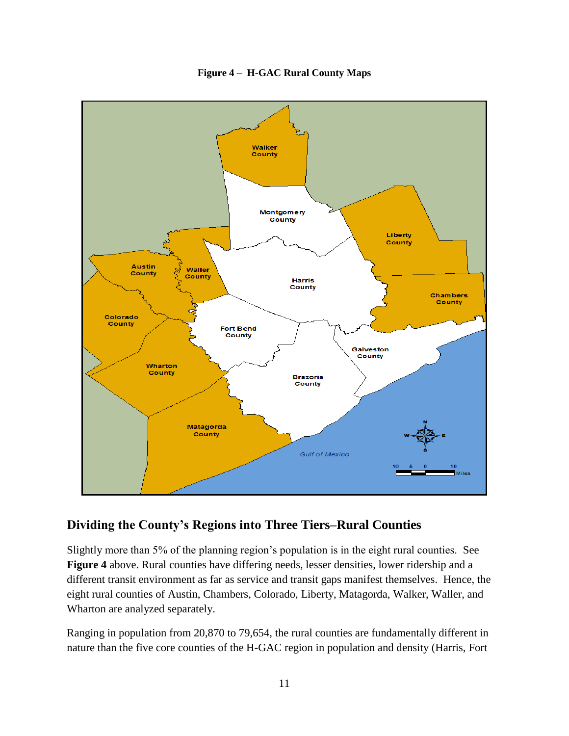**Figure 4 – H-GAC Rural County Maps**

## Dividing the County's Regions into Three Tiers–Rural Counties

Slightly more than 5% of the planning region's population is in the eight rural counties. See **Figure 4** above. Rural counties have differing needs, lesser densities, lower ridership and a different transit environment as far as service and transit gaps manifest themselves. Hence, the eight rural counties of Austin, Chambers, Colorado, Liberty, Matagorda, Walker, Waller, and Wharton are analyzed separately.

Ranging in population from 20,870 to 79,654, the rural counties are fundamentally different in nature than the five core counties of the H-GAC region in population and density (Harris, Fort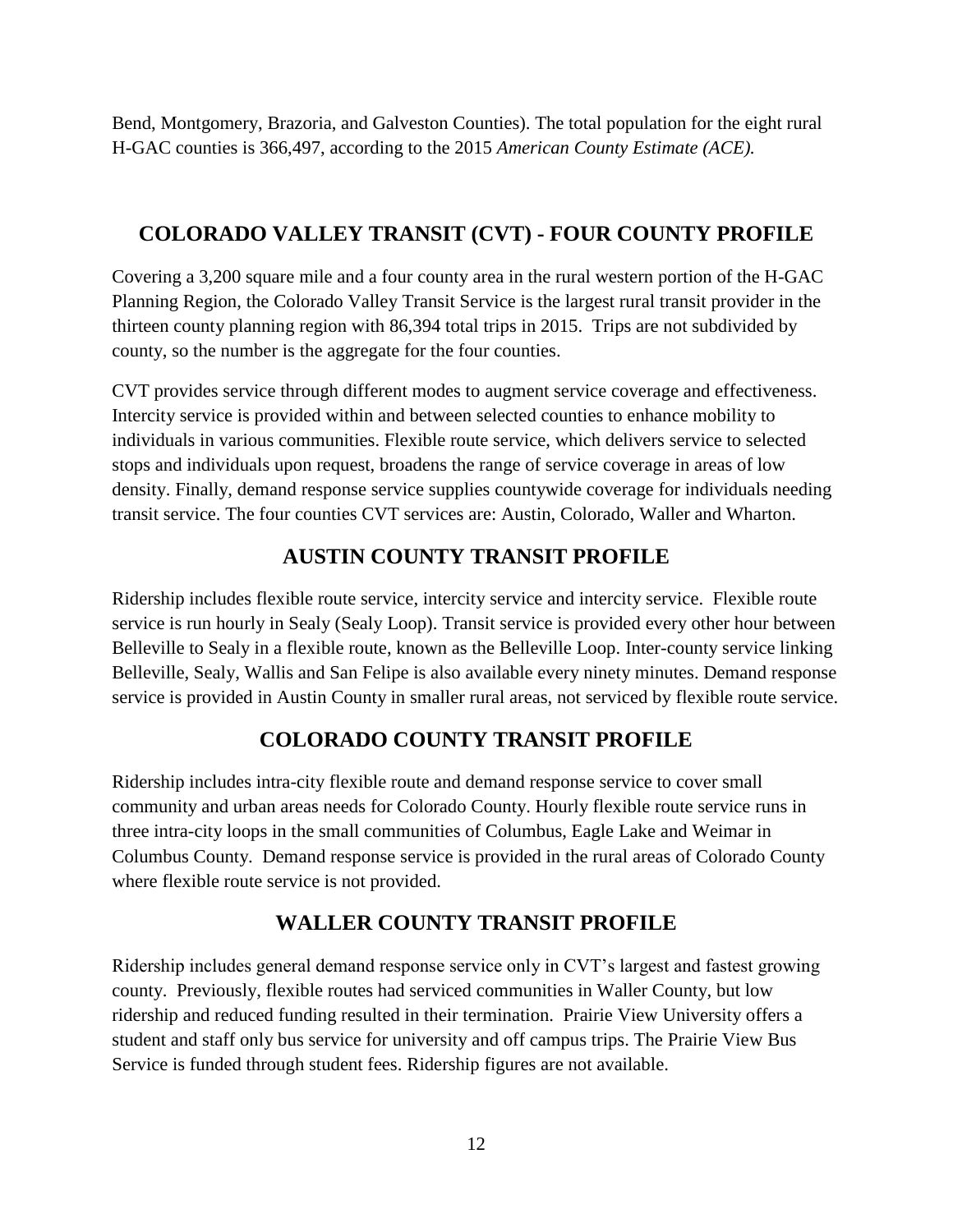Bend, Montgomery, Brazoria, and Galveston Counties). The total population for the eight rural H-GAC counties is 366,497, according to the 2015 *American County Estimate (ACE).*

## COLORADO VALLEY TRANSIT (CVT) - FOUR COUNTY PROFILE

Covering a 3,200 square mile and a four county area in the rural western portion of the H-GAC Planning Region, the Colorado Valley Transit Service is the largest rural transit provider in the thirteen county planning region with 86,394 total trips in 2015. Trips are not subdivided by county, so the number is the aggregate for the four counties.

CVT provides service through different modes to augment service coverage and effectiveness. Intercity service is provided within and between selected counties to enhance mobility to individuals in various communities. Flexible route service, which delivers service to selected stops and individuals upon request, broadens the range of service coverage in areas of low density. Finally, demand response service supplies countywide coverage for individuals needing transit service. The four counties CVT services are: Austin, Colorado, Waller and Wharton.

## AUSTIN COUNTY TRANSIT PROFILE

Ridership includes flexible route service, intercity service and intercity service. Flexible route service is run hourly in Sealy (Sealy Loop). Transit service is provided every other hour between Belleville to Sealy in a flexible route, known as the Belleville Loop. Inter-county service linking Belleville, Sealy, Wallis and San Felipe is also available every ninety minutes. Demand response service is provided in Austin County in smaller rural areas, not serviced by flexible route service.

## COLORADO COUNTY TRANSIT PROFILE

Ridership includes intra-city flexible route and demand response service to cover small community and urban areas needs for Colorado County. Hourly flexible route service runs in three intra-city loops in the small communities of Columbus, Eagle Lake and Weimar in Columbus County. Demand response service is provided in the rural areas of Colorado County where flexible route service is not provided.

## WALLER COUNTY TRANSIT PROFILE

Ridership includes general demand response service only in CVT's largest and fastest growing county. Previously, flexible routes had serviced communities in Waller County, but low ridership and reduced funding resulted in their termination. Prairie View University offers a student and staff only bus service for university and off campus trips. The Prairie View Bus Service is funded through student fees. Ridership figures are not available.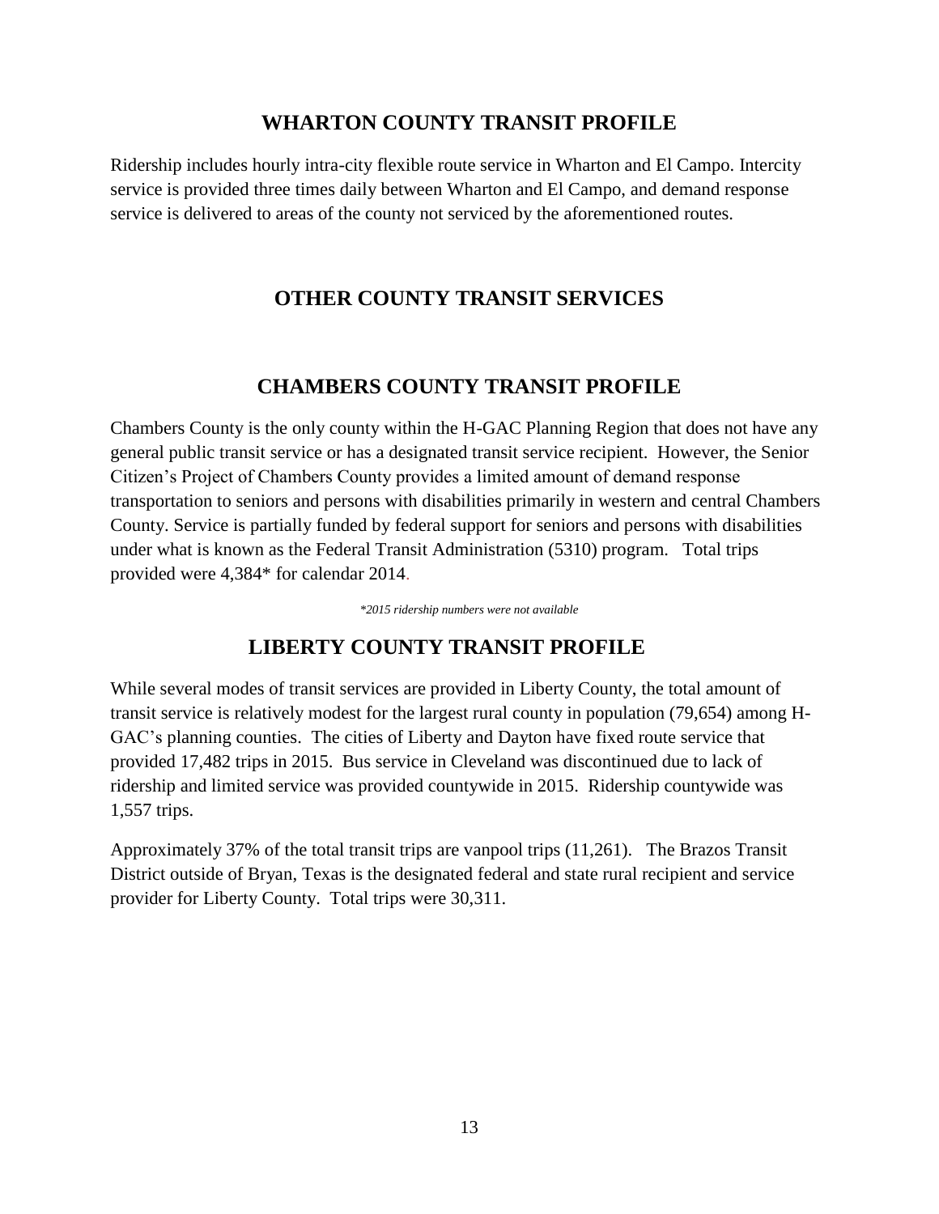## WHARTON COUNTY TRANSIT PROFILE

Ridership includes hourly intra-city flexible route service in Wharton and El Campo. Intercity service is provided three times daily between Wharton and El Campo, and demand response service is delivered to areas of the county not serviced by the aforementioned routes.

# OTHER COUNTY TRANSIT SERVICES

## CHAMBERS COUNTY TRANSIT PROFILE

Chambers County is the only county within the H-GAC Planning Region that does not have any general public transit service or has a designated transit service recipient. However, the Senior Citizen's Project of Chambers County provides a limited amount of demand response transportation to seniors and persons with disabilities primarily in western and central Chambers County. Service is partially funded by federal support for seniors and persons with disabilities under what is known as the Federal Transit Administration (5310) program. Total trips provided were 4,384* for calendar 2014.

*\*2015 ridership numbers were not available*

## LIBERTY COUNTY TRANSIT PROFILE

While several modes of transit services are provided in Liberty County, the total amount of transit service is relatively modest for the largest rural county in population (79,654) among H-GAC's planning counties. The cities of Liberty and Dayton have fixed route service that provided 17,482 trips in 2015. Bus service in Cleveland was discontinued due to lack of ridership and limited service was provided countywide in 2015. Ridership countywide was 1,557 trips.

Approximately 37% of the total transit trips are vanpool trips (11,261). The Brazos Transit District outside of Bryan, Texas is the designated federal and state rural recipient and service provider for Liberty County. Total trips were 30,311.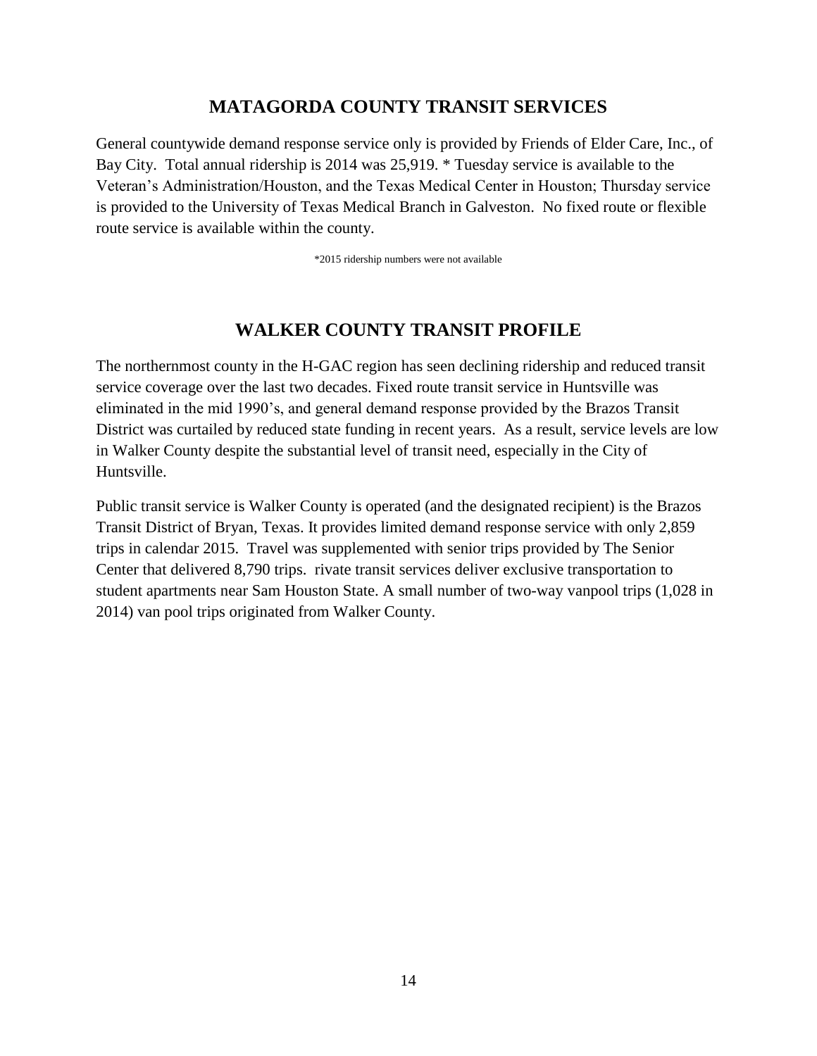## MATAGORDA COUNTY TRANSIT SERVICES

General countywide demand response service only is provided by Friends of Elder Care, Inc., of Bay City. Total annual ridership is 2014 was 25,919. * Tuesday service is available to the Veteran's Administration/Houston, and the Texas Medical Center in Houston; Thursday service is provided to the University of Texas Medical Branch in Galveston. No fixed route or flexible route service is available within the county.

*2015 ridership numbers were not available

## WALKER COUNTY TRANSIT PROFILE

The northernmost county in the H-GAC region has seen declining ridership and reduced transit service coverage over the last two decades. Fixed route transit service in Huntsville was eliminated in the mid 1990's, and general demand response provided by the Brazos Transit District was curtailed by reduced state funding in recent years. As a result, service levels are low in Walker County despite the substantial level of transit need, especially in the City of Huntsville.

Public transit service is Walker County is operated (and the designated recipient) is the Brazos Transit District of Bryan, Texas. It provides limited demand response service with only 2,859 trips in calendar 2015. Travel was supplemented with senior trips provided by The Senior Center that delivered 8,790 trips. rivate transit services deliver exclusive transportation to student apartments near Sam Houston State. A small number of two-way vanpool trips (1,028 in 2014) van pool trips originated from Walker County.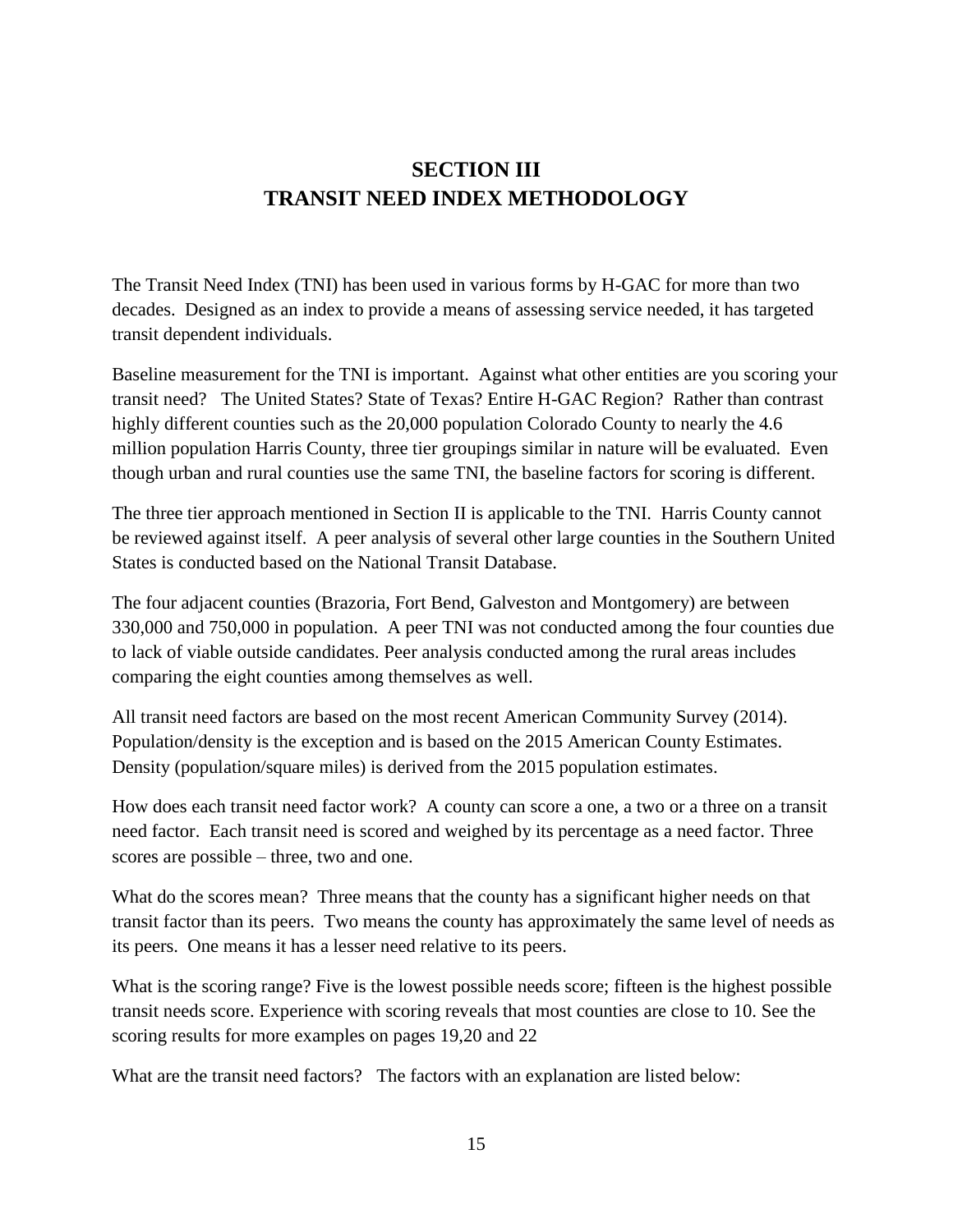# SECTION III
# TRANSIT NEED INDEX METHODOLOGY

The Transit Need Index (TNI) has been used in various forms by H-GAC for more than two decades. Designed as an index to provide a means of assessing service needed, it has targeted transit dependent individuals.

Baseline measurement for the TNI is important. Against what other entities are you scoring your transit need? The United States? State of Texas? Entire H-GAC Region? Rather than contrast highly different counties such as the 20,000 population Colorado County to nearly the 4.6 million population Harris County, three tier groupings similar in nature will be evaluated. Even though urban and rural counties use the same TNI, the baseline factors for scoring is different.

The three tier approach mentioned in Section II is applicable to the TNI. Harris County cannot be reviewed against itself. A peer analysis of several other large counties in the Southern United States is conducted based on the National Transit Database.

The four adjacent counties (Brazoria, Fort Bend, Galveston and Montgomery) are between 330,000 and 750,000 in population. A peer TNI was not conducted among the four counties due to lack of viable outside candidates. Peer analysis conducted among the rural areas includes comparing the eight counties among themselves as well.

All transit need factors are based on the most recent American Community Survey (2014). Population/density is the exception and is based on the 2015 American County Estimates. Density (population/square miles) is derived from the 2015 population estimates.

How does each transit need factor work? A county can score a one, a two or a three on a transit need factor. Each transit need is scored and weighed by its percentage as a need factor. Three scores are possible – three, two and one.

What do the scores mean? Three means that the county has a significant higher needs on that transit factor than its peers. Two means the county has approximately the same level of needs as its peers. One means it has a lesser need relative to its peers.

What is the scoring range? Five is the lowest possible needs score; fifteen is the highest possible transit needs score. Experience with scoring reveals that most counties are close to 10. See the scoring results for more examples on pages 19,20 and 22

What are the transit need factors? The factors with an explanation are listed below: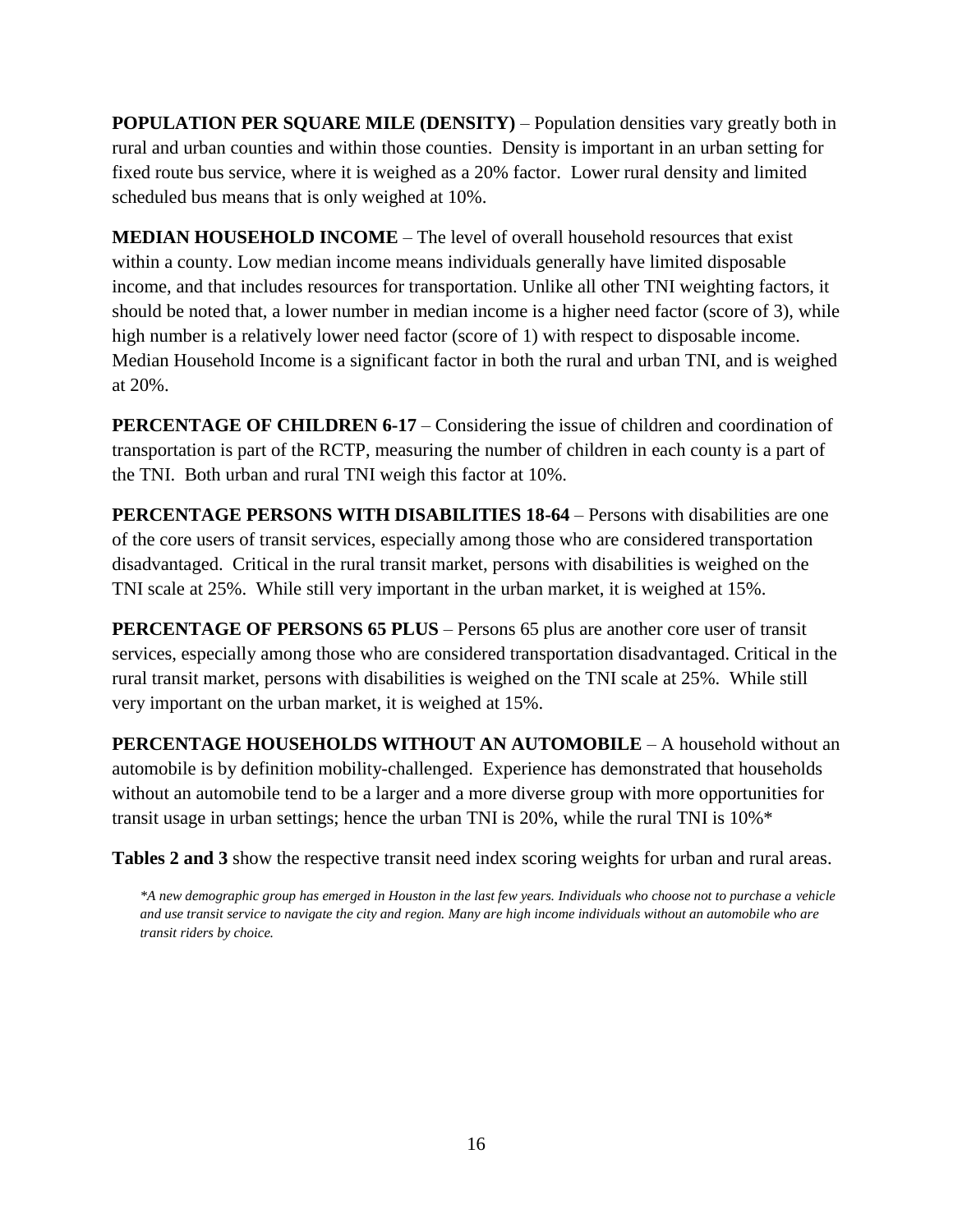**POPULATION PER SQUARE MILE (DENSITY)** – Population densities vary greatly both in rural and urban counties and within those counties. Density is important in an urban setting for fixed route bus service, where it is weighed as a 20% factor. Lower rural density and limited scheduled bus means that is only weighed at 10%.

**MEDIAN HOUSEHOLD INCOME** – The level of overall household resources that exist within a county. Low median income means individuals generally have limited disposable income, and that includes resources for transportation. Unlike all other TNI weighting factors, it should be noted that, a lower number in median income is a higher need factor (score of 3), while high number is a relatively lower need factor (score of 1) with respect to disposable income. Median Household Income is a significant factor in both the rural and urban TNI, and is weighed at 20%.

**PERCENTAGE OF CHILDREN 6-17** – Considering the issue of children and coordination of transportation is part of the RCTP, measuring the number of children in each county is a part of the TNI. Both urban and rural TNI weigh this factor at 10%.

**PERCENTAGE PERSONS WITH DISABILITIES 18-64** – Persons with disabilities are one of the core users of transit services, especially among those who are considered transportation disadvantaged. Critical in the rural transit market, persons with disabilities is weighed on the TNI scale at 25%. While still very important in the urban market, it is weighed at 15%.

**PERCENTAGE OF PERSONS 65 PLUS** – Persons 65 plus are another core user of transit services, especially among those who are considered transportation disadvantaged. Critical in the rural transit market, persons with disabilities is weighed on the TNI scale at 25%. While still very important on the urban market, it is weighed at 15%.

**PERCENTAGE HOUSEHOLDS WITHOUT AN AUTOMOBILE** – A household without an automobile is by definition mobility-challenged. Experience has demonstrated that households without an automobile tend to be a larger and a more diverse group with more opportunities for transit usage in urban settings; hence the urban TNI is 20%, while the rural TNI is 10%*

**Tables 2 and 3** show the respective transit need index scoring weights for urban and rural areas.

*\*A new demographic group has emerged in Houston in the last few years. Individuals who choose not to purchase a vehicle and use transit service to navigate the city and region. Many are high income individuals without an automobile who are transit riders by choice.*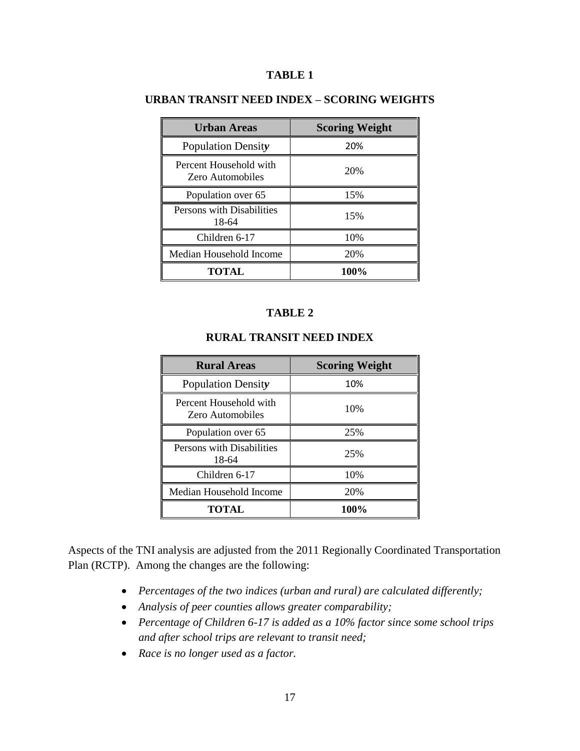**TABLE 1**

**URBAN TRANSIT NEED INDEX – SCORING WEIGHTS**

| Urban Areas | Scoring Weight |
|---|---|
| Population Density | 20% |
| Percent Household with Zero Automobiles | 20% |
| Population over 65 | 15% |
| Persons with Disabilities 18-64 | 15% |
| Children 6-17 | 10% |
| Median Household Income | 20% |
| **TOTAL** | **100%** |

**TABLE 2**

**RURAL TRANSIT NEED INDEX**

| Rural Areas | Scoring Weight |
|---|---|
| Population Density | 10% |
| Percent Household with Zero Automobiles | 10% |
| Population over 65 | 25% |
| Persons with Disabilities 18-64 | 25% |
| Children 6-17 | 10% |
| Median Household Income | 20% |
| **TOTAL** | **100%** |

Aspects of the TNI analysis are adjusted from the 2011 Regionally Coordinated Transportation Plan (RCTP). Among the changes are the following:

- *Percentages of the two indices (urban and rural) are calculated differently;*
- *Analysis of peer counties allows greater comparability;*
- *Percentage of Children 6-17 is added as a 10% factor since some school trips and after school trips are relevant to transit need;*
- *Race is no longer used as a factor.*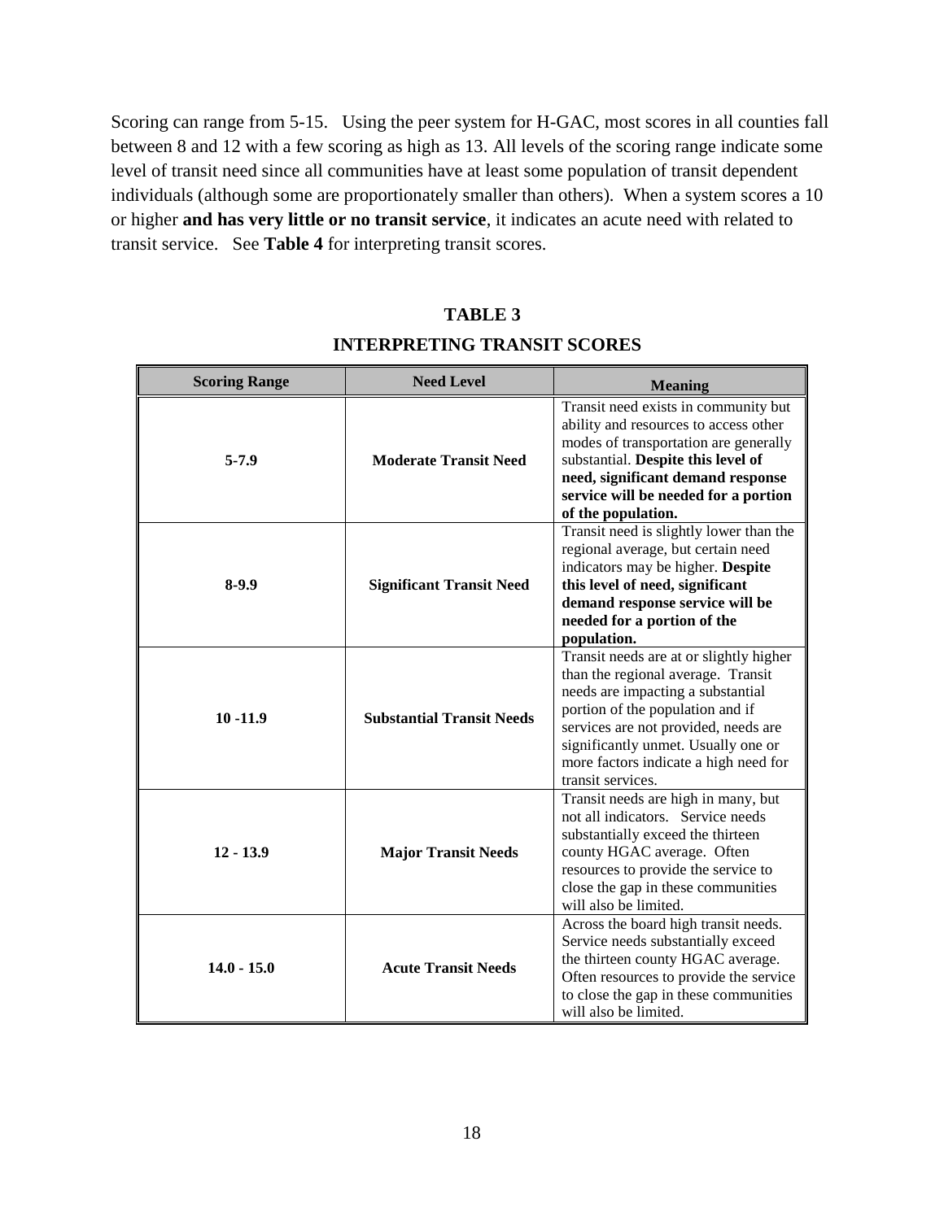Scoring can range from 5-15. Using the peer system for H-GAC, most scores in all counties fall between 8 and 12 with a few scoring as high as 13. All levels of the scoring range indicate some level of transit need since all communities have at least some population of transit dependent individuals (although some are proportionately smaller than others). When a system scores a 10 or higher **and has very little or no transit service**, it indicates an acute need with related to transit service. See **Table 4** for interpreting transit scores.

## TABLE 3

## INTERPRETING TRANSIT SCORES

| Scoring Range | Need Level | Meaning |
|---|---|---|
| **5-7.9** | **Moderate Transit Need** | Transit need exists in community but ability and resources to access other modes of transportation are generally substantial. **Despite this level of need, significant demand response service will be needed for a portion of the population.** |
| **8-9.9** | **Significant Transit Need** | Transit need is slightly lower than the regional average, but certain need indicators may be higher. **Despite this level of need, significant demand response service will be needed for a portion of the population.** |
| **10 -11.9** | **Substantial Transit Needs** | Transit needs are at or slightly higher than the regional average. Transit needs are impacting a substantial portion of the population and if services are not provided, needs are significantly unmet. Usually one or more factors indicate a high need for transit services. |
| **12 - 13.9** | **Major Transit Needs** | Transit needs are high in many, but not all indicators. Service needs substantially exceed the thirteen county HGAC average. Often resources to provide the service to close the gap in these communities will also be limited. |
| **14.0 - 15.0** | **Acute Transit Needs** | Across the board high transit needs. Service needs substantially exceed the thirteen county HGAC average. Often resources to provide the service to close the gap in these communities will also be limited. |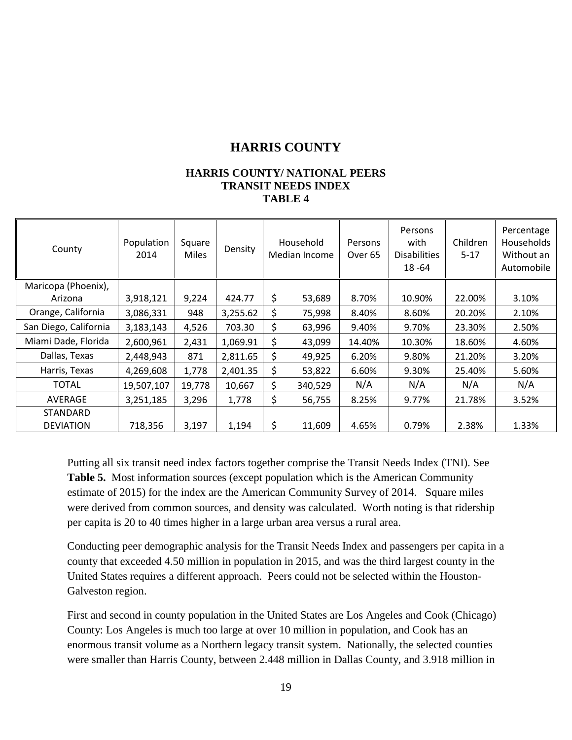# HARRIS COUNTY

### HARRIS COUNTY/ NATIONAL PEERS
### TRANSIT NEEDS INDEX
### TABLE 4

| County | Population 2014 | Square Miles | Density | Household Median Income | Persons Over 65 | Persons with Disabilities 18 -64 | Children 5-17 | Percentage Households Without an Automobile |
|---|---|---|---|---|---|---|---|---|
| Maricopa (Phoenix), Arizona | 3,918,121 | 9,224 | 424.77 | $ 53,689 | 8.70% | 10.90% | 22.00% | 3.10% |
| Orange, California | 3,086,331 | 948 | 3,255.62 | $ 75,998 | 8.40% | 8.60% | 20.20% | 2.10% |
| San Diego, California | 3,183,143 | 4,526 | 703.30 | $ 63,996 | 9.40% | 9.70% | 23.30% | 2.50% |
| Miami Dade, Florida | 2,600,961 | 2,431 | 1,069.91 | $ 43,099 | 14.40% | 10.30% | 18.60% | 4.60% |
| Dallas, Texas | 2,448,943 | 871 | 2,811.65 | $ 49,925 | 6.20% | 9.80% | 21.20% | 3.20% |
| Harris, Texas | 4,269,608 | 1,778 | 2,401.35 | $ 53,822 | 6.60% | 9.30% | 25.40% | 5.60% |
| TOTAL | 19,507,107 | 19,778 | 10,667 | $ 340,529 | N/A | N/A | N/A | N/A |
| AVERAGE | 3,251,185 | 3,296 | 1,778 | $ 56,755 | 8.25% | 9.77% | 21.78% | 3.52% |
| STANDARD DEVIATION | 718,356 | 3,197 | 1,194 | $ 11,609 | 4.65% | 0.79% | 2.38% | 1.33% |

Putting all six transit need index factors together comprise the Transit Needs Index (TNI). See **Table 5.** Most information sources (except population which is the American Community estimate of 2015) for the index are the American Community Survey of 2014. Square miles were derived from common sources, and density was calculated. Worth noting is that ridership per capita is 20 to 40 times higher in a large urban area versus a rural area.

Conducting peer demographic analysis for the Transit Needs Index and passengers per capita in a county that exceeded 4.50 million in population in 2015, and was the third largest county in the United States requires a different approach. Peers could not be selected within the Houston-Galveston region.

First and second in county population in the United States are Los Angeles and Cook (Chicago) County: Los Angeles is much too large at over 10 million in population, and Cook has an enormous transit volume as a Northern legacy transit system. Nationally, the selected counties were smaller than Harris County, between 2.448 million in Dallas County, and 3.918 million in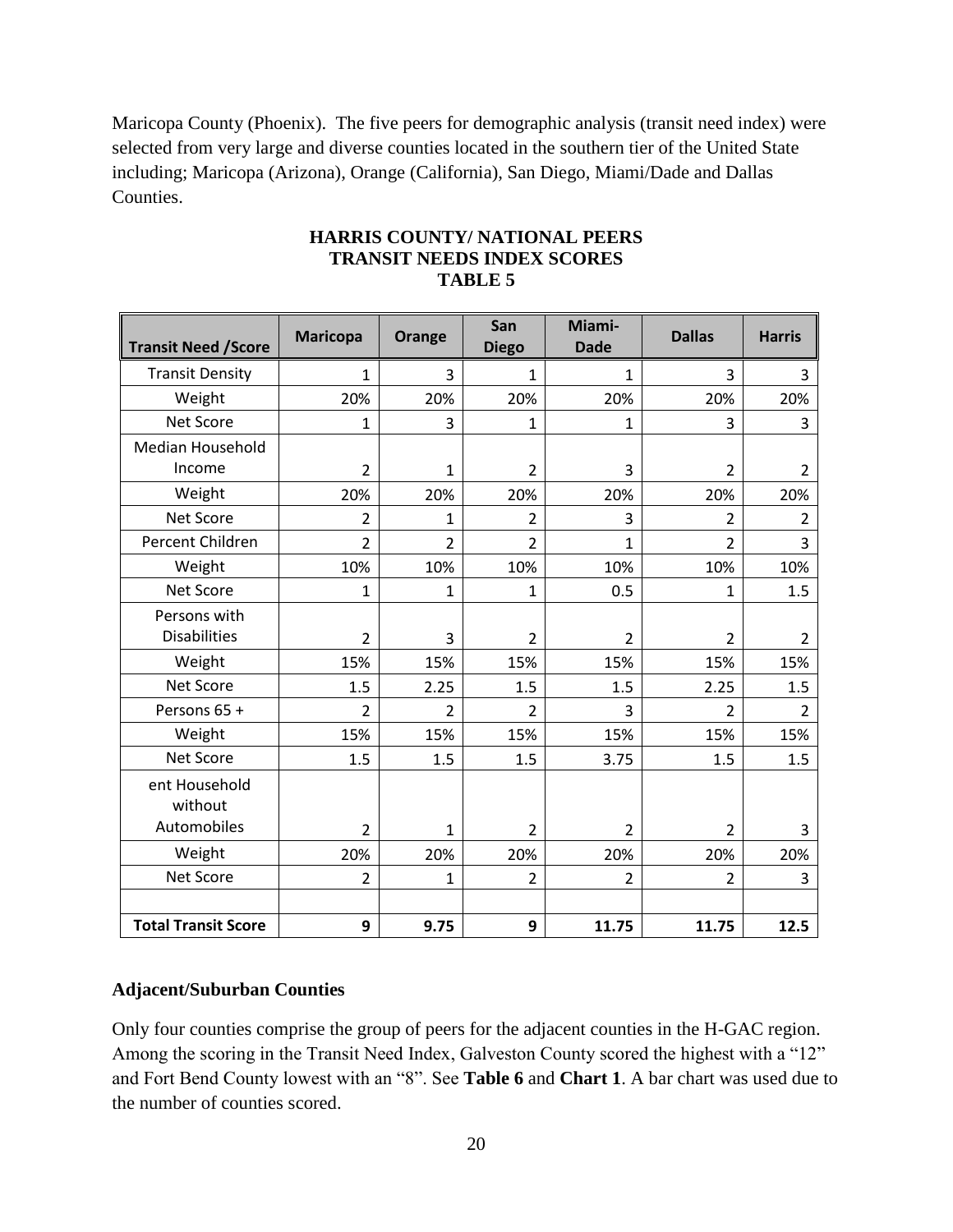Maricopa County (Phoenix). The five peers for demographic analysis (transit need index) were selected from very large and diverse counties located in the southern tier of the United State including; Maricopa (Arizona), Orange (California), San Diego, Miami/Dade and Dallas Counties.

**HARRIS COUNTY/ NATIONAL PEERS**
**TRANSIT NEEDS INDEX SCORES**
**TABLE 5**

| Transit Need /Score | Maricopa | Orange | San Diego | Miami-Dade | Dallas | Harris |
|---|---|---|---|---|---|---|
| Transit Density | 1 | 3 | 1 | 1 | 3 | 3 |
| Weight | 20% | 20% | 20% | 20% | 20% | 20% |
| Net Score | 1 | 3 | 1 | 1 | 3 | 3 |
| Median Household Income | 2 | 1 | 2 | 3 | 2 | 2 |
| Weight | 20% | 20% | 20% | 20% | 20% | 20% |
| Net Score | 2 | 1 | 2 | 3 | 2 | 2 |
| Percent Children | 2 | 2 | 2 | 1 | 2 | 3 |
| Weight | 10% | 10% | 10% | 10% | 10% | 10% |
| Net Score | 1 | 1 | 1 | 0.5 | 1 | 1.5 |
| Persons with Disabilities | 2 | 3 | 2 | 2 | 2 | 2 |
| Weight | 15% | 15% | 15% | 15% | 15% | 15% |
| Net Score | 1.5 | 2.25 | 1.5 | 1.5 | 2.25 | 1.5 |
| Persons 65 + | 2 | 2 | 2 | 3 | 2 | 2 |
| Weight | 15% | 15% | 15% | 15% | 15% | 15% |
| Net Score | 1.5 | 1.5 | 1.5 | 3.75 | 1.5 | 1.5 |
| ent Household without Automobiles | 2 | 1 | 2 | 2 | 2 | 3 |
| Weight | 20% | 20% | 20% | 20% | 20% | 20% |
| Net Score | 2 | 1 | 2 | 2 | 2 | 3 |
| | | | | | | |
| **Total Transit Score** | **9** | **9.75** | **9** | **11.75** | **11.75** | **12.5** |

### Adjacent/Suburban Counties

Only four counties comprise the group of peers for the adjacent counties in the H-GAC region. Among the scoring in the Transit Need Index, Galveston County scored the highest with a "12" and Fort Bend County lowest with an "8". See **Table 6** and **Chart 1**. A bar chart was used due to the number of counties scored.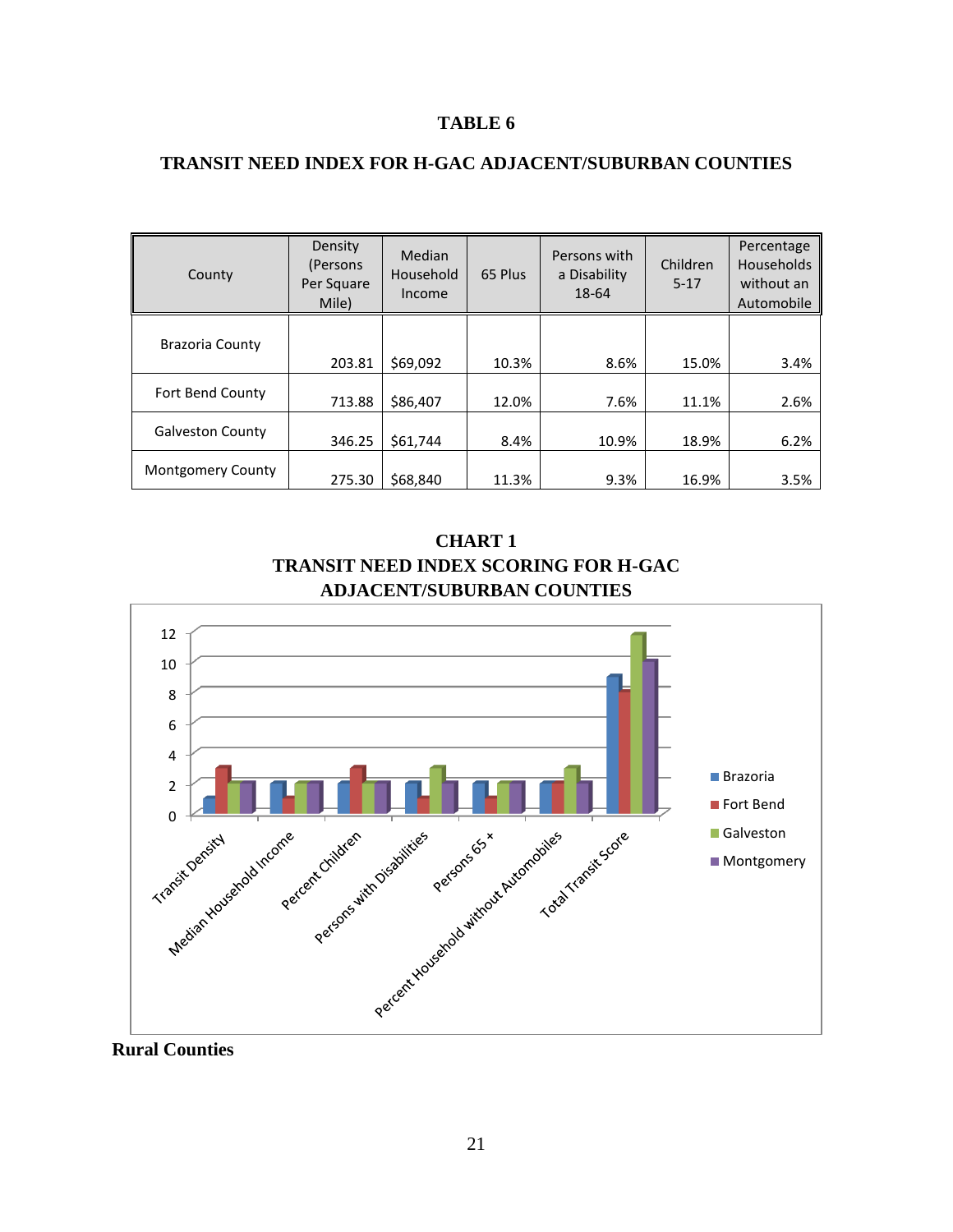**TABLE 6**

**TRANSIT NEED INDEX FOR H-GAC ADJACENT/SUBURBAN COUNTIES**

| County | Density (Persons Per Square Mile) | Median Household Income | 65 Plus | Persons with a Disability 18-64 | Children 5-17 | Percentage Households without an Automobile |
|---|---|---|---|---|---|---|
| Brazoria County | 203.81 | $69,092 | 10.3% | 8.6% | 15.0% | 3.4% |
| Fort Bend County | 713.88 | $86,407 | 12.0% | 7.6% | 11.1% | 2.6% |
| Galveston County | 346.25 | $61,744 | 8.4% | 10.9% | 18.9% | 6.2% |
| Montgomery County | 275.30 | $68,840 | 11.3% | 9.3% | 16.9% | 3.5% |

**CHART 1**
**TRANSIT NEED INDEX SCORING FOR H-GAC ADJACENT/SUBURBAN COUNTIES**

| | Brazoria | Fort Bend | Galveston | Montgomery |
|---|---|---|---|---|
| Transit Density | 1 | 3 | 2 | 2 |
| Median Household Income | 2 | 1 | 2 | 2 |
| Percent Children | 2 | 3 | 2 | 2 |
| Persons with Disabilities | 2 | 1 | 3 | 2 |
| Persons 65 + | 2 | 1 | 2 | 2 |
| Percent Household without Automobiles | 2 | 2 | 3 | 2 |
| Total Transit Score | 9 | 8 | 12 | 10 |

**Rural Counties**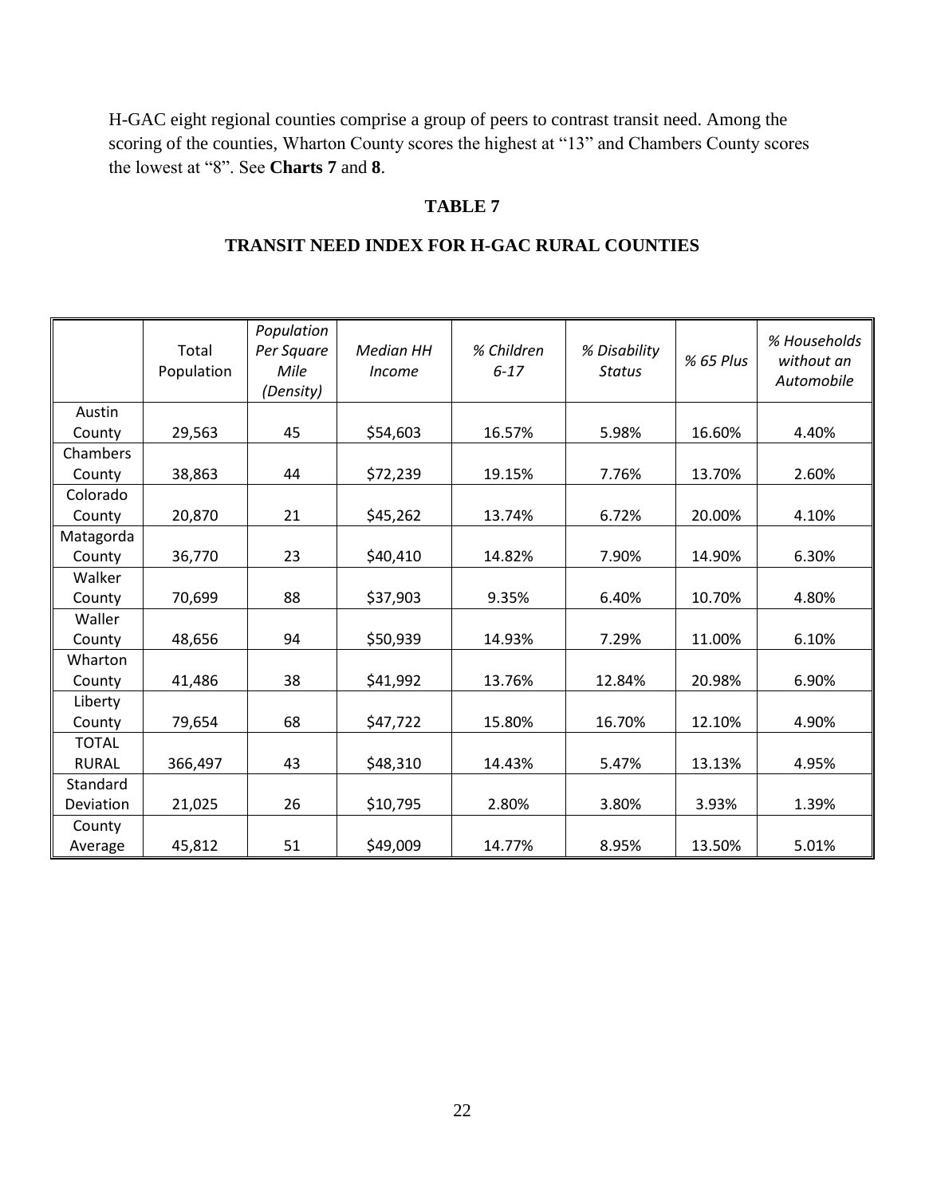H-GAC eight regional counties comprise a group of peers to contrast transit need. Among the scoring of the counties, Wharton County scores the highest at "13" and Chambers County scores the lowest at "8". See **Charts 7** and **8**.

**TABLE 7**

**TRANSIT NEED INDEX FOR H-GAC RURAL COUNTIES**

| | Total Population | *Population Per Square Mile (Density)* | *Median HH Income* | *% Children 6-17* | *% Disability Status* | *% 65 Plus* | *% Households without an Automobile* |
|---|---|---|---|---|---|---|---|
| Austin County | 29,563 | 45 | $54,603 | 16.57% | 5.98% | 16.60% | 4.40% |
| Chambers County | 38,863 | 44 | $72,239 | 19.15% | 7.76% | 13.70% | 2.60% |
| Colorado County | 20,870 | 21 | $45,262 | 13.74% | 6.72% | 20.00% | 4.10% |
| Matagorda County | 36,770 | 23 | $40,410 | 14.82% | 7.90% | 14.90% | 6.30% |
| Walker County | 70,699 | 88 | $37,903 | 9.35% | 6.40% | 10.70% | 4.80% |
| Waller County | 48,656 | 94 | $50,939 | 14.93% | 7.29% | 11.00% | 6.10% |
| Wharton County | 41,486 | 38 | $41,992 | 13.76% | 12.84% | 20.98% | 6.90% |
| Liberty County | 79,654 | 68 | $47,722 | 15.80% | 16.70% | 12.10% | 4.90% |
| TOTAL RURAL | 366,497 | 43 | $48,310 | 14.43% | 5.47% | 13.13% | 4.95% |
| Standard Deviation | 21,025 | 26 | $10,795 | 2.80% | 3.80% | 3.93% | 1.39% |
| County Average | 45,812 | 51 | $49,009 | 14.77% | 8.95% | 13.50% | 5.01% |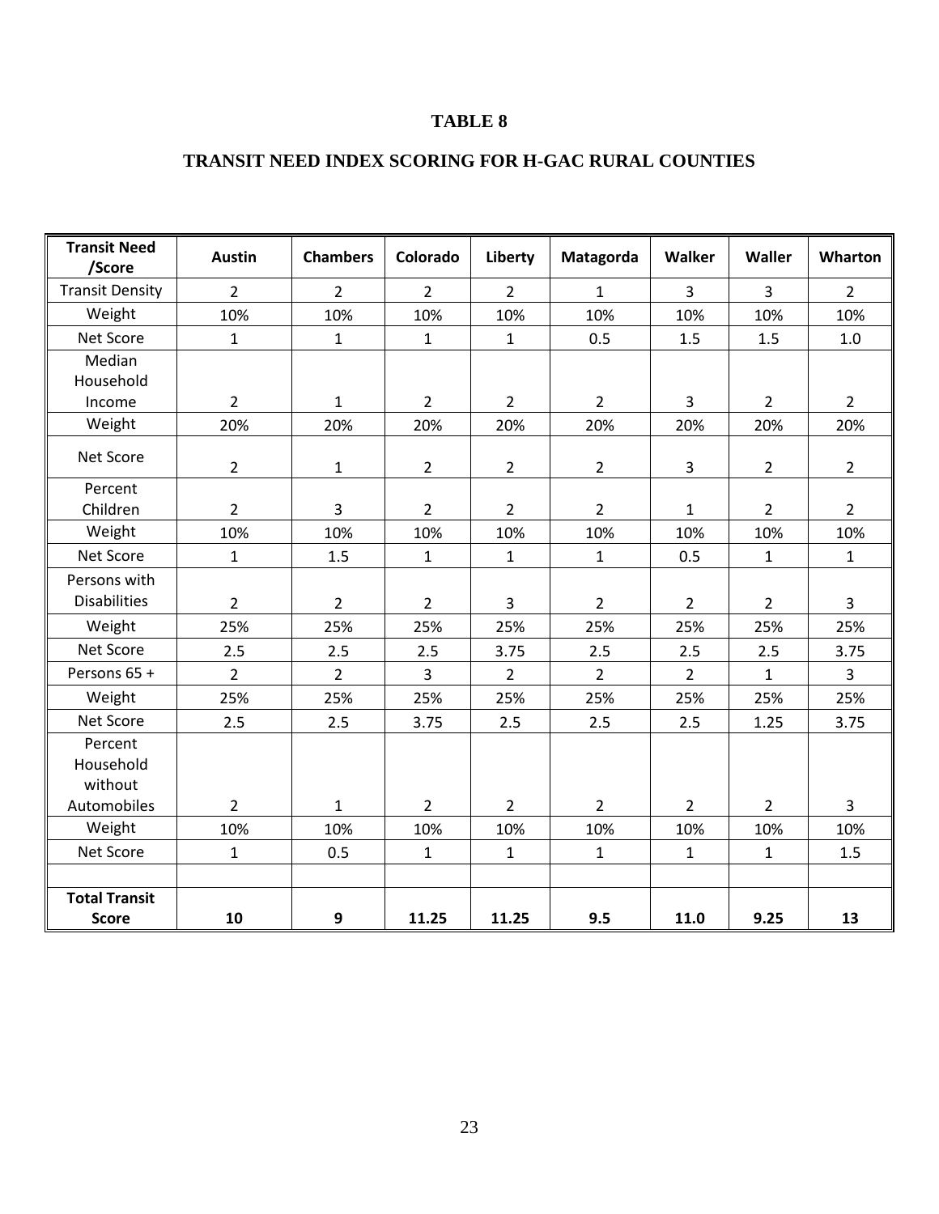# TABLE 8

## TRANSIT NEED INDEX SCORING FOR H-GAC RURAL COUNTIES

| **Transit Need /Score** | **Austin** | **Chambers** | **Colorado** | **Liberty** | **Matagorda** | **Walker** | **Waller** | **Wharton** |
|---|---|---|---|---|---|---|---|---|
| Transit Density | 2 | 2 | 2 | 2 | 1 | 3 | 3 | 2 |
| Weight | 10% | 10% | 10% | 10% | 10% | 10% | 10% | 10% |
| Net Score | 1 | 1 | 1 | 1 | 0.5 | 1.5 | 1.5 | 1.0 |
| Median Household Income | 2 | 1 | 2 | 2 | 2 | 3 | 2 | 2 |
| Weight | 20% | 20% | 20% | 20% | 20% | 20% | 20% | 20% |
| Net Score | 2 | 1 | 2 | 2 | 2 | 3 | 2 | 2 |
| Percent Children | 2 | 3 | 2 | 2 | 2 | 1 | 2 | 2 |
| Weight | 10% | 10% | 10% | 10% | 10% | 10% | 10% | 10% |
| Net Score | 1 | 1.5 | 1 | 1 | 1 | 0.5 | 1 | 1 |
| Persons with Disabilities | 2 | 2 | 2 | 3 | 2 | 2 | 2 | 3 |
| Weight | 25% | 25% | 25% | 25% | 25% | 25% | 25% | 25% |
| Net Score | 2.5 | 2.5 | 2.5 | 3.75 | 2.5 | 2.5 | 2.5 | 3.75 |
| Persons 65 + | 2 | 2 | 3 | 2 | 2 | 2 | 1 | 3 |
| Weight | 25% | 25% | 25% | 25% | 25% | 25% | 25% | 25% |
| Net Score | 2.5 | 2.5 | 3.75 | 2.5 | 2.5 | 2.5 | 1.25 | 3.75 |
| Percent Household without Automobiles | 2 | 1 | 2 | 2 | 2 | 2 | 2 | 3 |
| Weight | 10% | 10% | 10% | 10% | 10% | 10% | 10% | 10% |
| Net Score | 1 | 0.5 | 1 | 1 | 1 | 1 | 1 | 1.5 |
| | | | | | | | | |
| **Total Transit Score** | **10** | **9** | **11.25** | **11.25** | **9.5** | **11.0** | **9.25** | **13** |